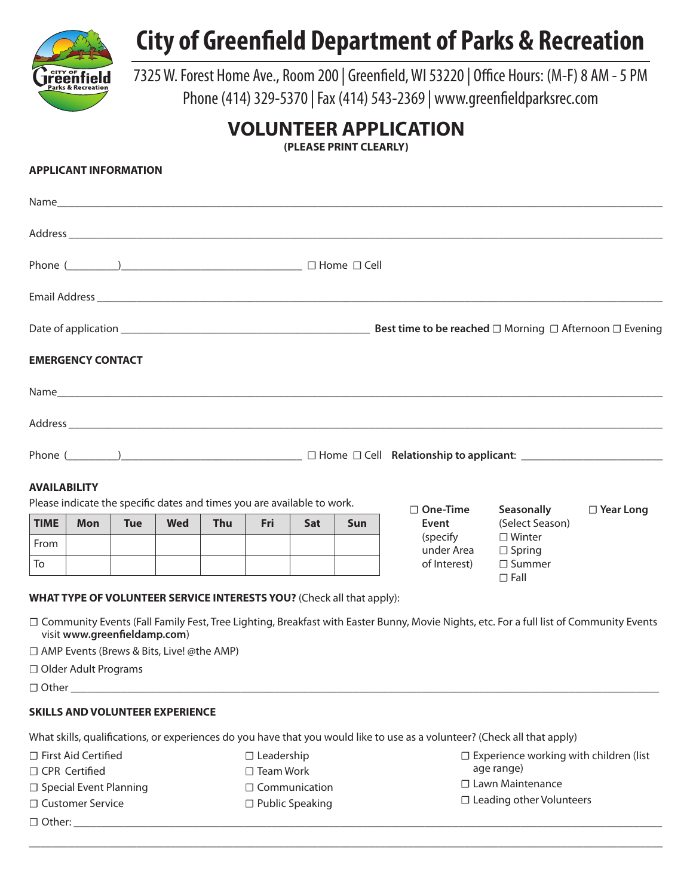# City of Greenfield Department of Parks & Recreation

7325 W. Forest Home Ave., Room 200 | Greenfield, WI 53220 | Office Hours: (M-F) 8 AM - 5 PM
Phone (414) 329-5370 | Fax (414) 543-2369 | www.greenfieldparksrec.com

## VOLUNTEER APPLICATION

**(PLEASE PRINT CLEARLY)**

### APPLICANT INFORMATION

Name\_\_\_\_\_\_\_\_\_\_\_\_\_\_\_\_\_\_\_\_\_\_\_\_\_\_\_\_\_\_\_\_\_\_\_\_\_\_\_\_\_\_\_\_\_\_\_\_

Address \_\_\_\_\_\_\_\_\_\_\_\_\_\_\_\_\_\_\_\_\_\_\_\_\_\_\_\_\_\_\_\_\_\_\_\_\_\_\_\_\_\_\_\_\_\_\_\_

Phone (\_\_\_\_\_\_\_\_\_)\_\_\_\_\_\_\_\_\_\_\_\_\_\_\_\_\_\_\_\_\_\_\_\_ ☐ Home ☐ Cell

Email Address \_\_\_\_\_\_\_\_\_\_\_\_\_\_\_\_\_\_\_\_\_\_\_\_\_\_\_\_\_\_\_\_\_\_\_\_\_\_\_\_\_\_\_\_\_\_\_\_

Date of application \_\_\_\_\_\_\_\_\_\_\_\_\_\_\_\_\_\_\_\_\_\_\_\_ **Best time to be reached** ☐ Morning ☐ Afternoon ☐ Evening

### EMERGENCY CONTACT

Name\_\_\_\_\_\_\_\_\_\_\_\_\_\_\_\_\_\_\_\_\_\_\_\_\_\_\_\_\_\_\_\_\_\_\_\_\_\_\_\_\_\_\_\_\_\_\_\_

Address \_\_\_\_\_\_\_\_\_\_\_\_\_\_\_\_\_\_\_\_\_\_\_\_\_\_\_\_\_\_\_\_\_\_\_\_\_\_\_\_\_\_\_\_\_\_\_\_

Phone (\_\_\_\_\_\_\_\_\_)\_\_\_\_\_\_\_\_\_\_\_\_\_\_\_\_\_\_\_\_\_\_\_\_ ☐ Home ☐ Cell **Relationship to applicant**: \_\_\_\_\_\_\_\_\_\_\_\_\_\_\_\_\_\_\_\_

### AVAILABILITY

Please indicate the specific dates and times you are available to work.

| TIME | Mon | Tue | Wed | Thu | Fri | Sat | Sun |
|---|---|---|---|---|---|---|---|
| From | | | | | | | |
| To | | | | | | | |

☐ **One-Time Event** (specify under Area of Interest)

**Seasonally** (Select Season)
☐ Winter
☐ Spring
☐ Summer
☐ Fall

☐ **Year Long**

### WHAT TYPE OF VOLUNTEER SERVICE INTERESTS YOU? (Check all that apply):

☐ Community Events (Fall Family Fest, Tree Lighting, Breakfast with Easter Bunny, Movie Nights, etc. For a full list of Community Events visit **www.greenfieldamp.com**)

☐ AMP Events (Brews & Bits, Live! @the AMP)

☐ Older Adult Programs

☐ Other \_\_\_\_\_\_\_\_\_\_\_\_\_\_\_\_\_\_\_\_\_\_\_\_\_\_\_\_\_\_\_\_\_\_\_\_\_\_\_\_\_\_\_\_\_\_\_\_

### SKILLS AND VOLUNTEER EXPERIENCE

What skills, qualifications, or experiences do you have that you would like to use as a volunteer? (Check all that apply)

☐ First Aid Certified
☐ CPR Certified
☐ Special Event Planning
☐ Customer Service

☐ Leadership
☐ Team Work
☐ Communication
☐ Public Speaking

☐ Experience working with children (list age range)
☐ Lawn Maintenance
☐ Leading other Volunteers

☐ Other: \_\_\_\_\_\_\_\_\_\_\_\_\_\_\_\_\_\_\_\_\_\_\_\_\_\_\_\_\_\_\_\_\_\_\_\_\_\_\_\_\_\_\_\_\_\_\_\_

\_\_\_\_\_\_\_\_\_\_\_\_\_\_\_\_\_\_\_\_\_\_\_\_\_\_\_\_\_\_\_\_\_\_\_\_\_\_\_\_\_\_\_\_\_\_\_\_\_\_\_\_\_\_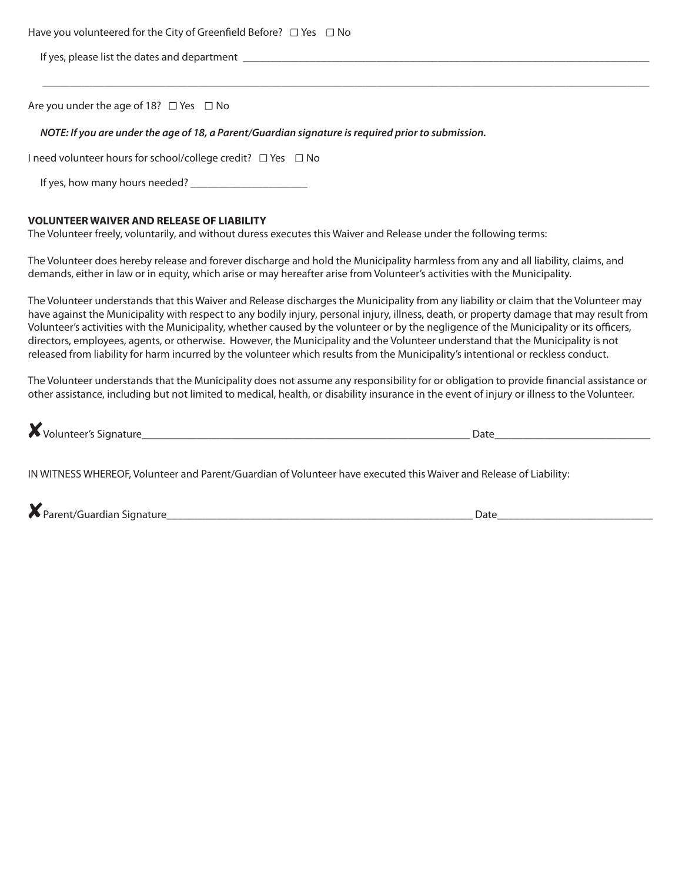Have you volunteered for the City of Greenfield Before? ☐ Yes ☐ No

If yes, please list the dates and department \_\_\_\_\_\_\_\_\_\_\_\_\_\_\_\_\_\_\_\_\_\_\_\_\_\_\_\_\_\_\_\_\_\_\_\_\_\_\_\_\_\_\_\_\_\_\_\_

\_\_\_\_\_\_\_\_\_\_\_\_\_\_\_\_\_\_\_\_\_\_\_\_\_\_\_\_\_\_\_\_\_\_\_\_\_\_\_\_\_\_\_\_\_\_\_\_\_\_\_\_\_\_\_\_\_\_\_\_\_\_\_\_\_\_\_\_\_\_

Are you under the age of 18? ☐ Yes ☐ No

***NOTE: If you are under the age of 18, a Parent/Guardian signature is required prior to submission.***

I need volunteer hours for school/college credit? ☐ Yes ☐ No

If yes, how many hours needed? \_\_\_\_\_\_\_\_\_\_\_\_\_\_\_\_\_\_\_\_

**VOLUNTEER WAIVER AND RELEASE OF LIABILITY**

The Volunteer freely, voluntarily, and without duress executes this Waiver and Release under the following terms:

The Volunteer does hereby release and forever discharge and hold the Municipality harmless from any and all liability, claims, and demands, either in law or in equity, which arise or may hereafter arise from Volunteer's activities with the Municipality.

The Volunteer understands that this Waiver and Release discharges the Municipality from any liability or claim that the Volunteer may have against the Municipality with respect to any bodily injury, personal injury, illness, death, or property damage that may result from Volunteer's activities with the Municipality, whether caused by the volunteer or by the negligence of the Municipality or its officers, directors, employees, agents, or otherwise. However, the Municipality and the Volunteer understand that the Municipality is not released from liability for harm incurred by the volunteer which results from the Municipality's intentional or reckless conduct.

The Volunteer understands that the Municipality does not assume any responsibility for or obligation to provide financial assistance or other assistance, including but not limited to medical, health, or disability insurance in the event of injury or illness to the Volunteer.

✘ Volunteer's Signature\_\_\_\_\_\_\_\_\_\_\_\_\_\_\_\_\_\_\_\_\_\_\_\_\_\_\_\_\_\_\_\_\_\_\_\_\_\_\_\_ Date\_\_\_\_\_\_\_\_\_\_\_\_\_\_\_\_\_\_\_\_

IN WITNESS WHEREOF, Volunteer and Parent/Guardian of Volunteer have executed this Waiver and Release of Liability:

✘ Parent/Guardian Signature\_\_\_\_\_\_\_\_\_\_\_\_\_\_\_\_\_\_\_\_\_\_\_\_\_\_\_\_\_\_\_\_\_\_\_\_\_\_\_\_ Date\_\_\_\_\_\_\_\_\_\_\_\_\_\_\_\_\_\_\_\_